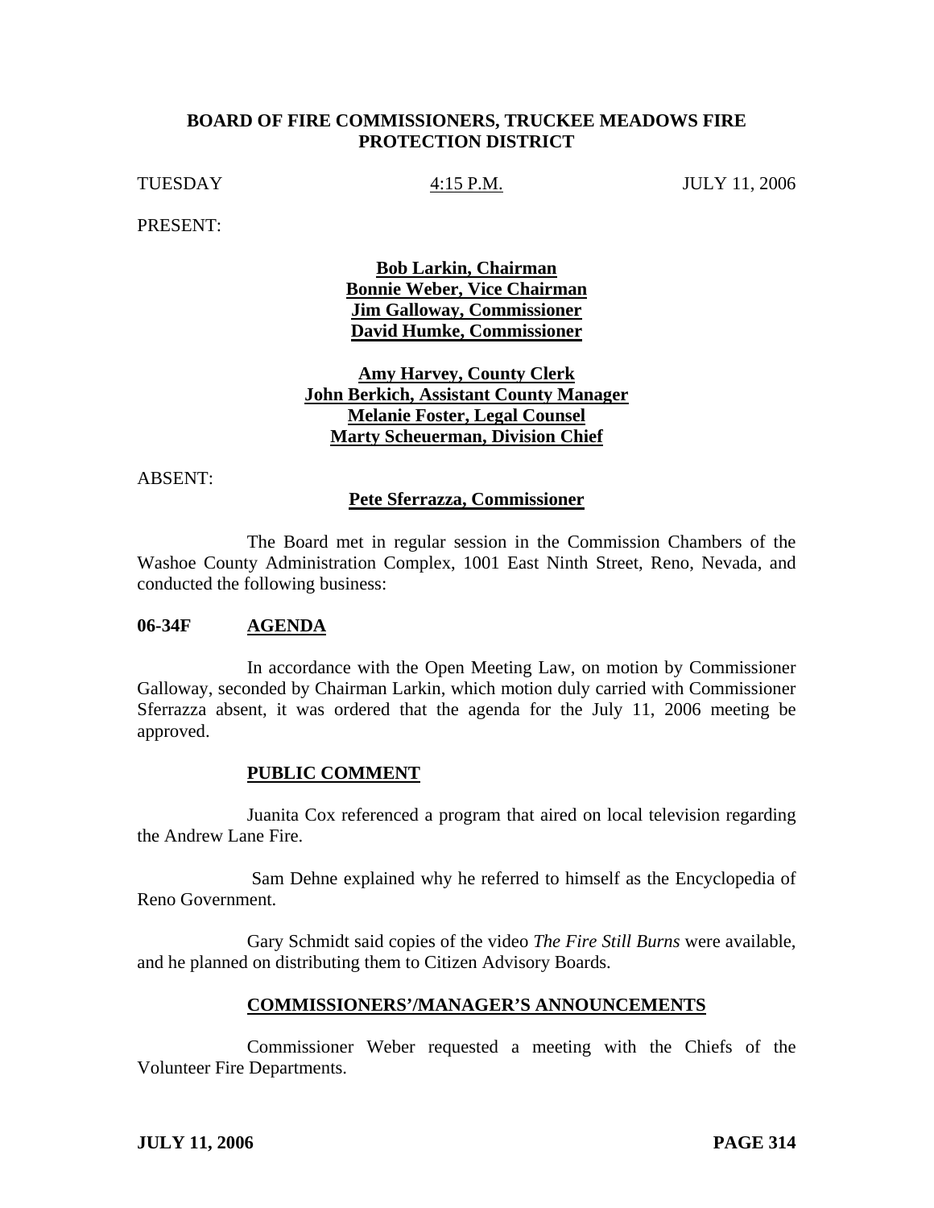# BOARD OF FIRE COMMISSIONERS, TRUCKEE MEADOWS FIRE PROTECTION DISTRICT

TUESDAY 4:15 P.M. JULY 11, 2006

PRESENT:

**Bob Larkin, Chairman**
**Bonnie Weber, Vice Chairman**
**Jim Galloway, Commissioner**
**David Humke, Commissioner**

**Amy Harvey, County Clerk**
**John Berkich, Assistant County Manager**
**Melanie Foster, Legal Counsel**
**Marty Scheuerman, Division Chief**

ABSENT:

**Pete Sferrazza, Commissioner**

The Board met in regular session in the Commission Chambers of the Washoe County Administration Complex, 1001 East Ninth Street, Reno, Nevada, and conducted the following business:

## 06-34F AGENDA

In accordance with the Open Meeting Law, on motion by Commissioner Galloway, seconded by Chairman Larkin, which motion duly carried with Commissioner Sferrazza absent, it was ordered that the agenda for the July 11, 2006 meeting be approved.

## PUBLIC COMMENT

Juanita Cox referenced a program that aired on local television regarding the Andrew Lane Fire.

Sam Dehne explained why he referred to himself as the Encyclopedia of Reno Government.

Gary Schmidt said copies of the video *The Fire Still Burns* were available, and he planned on distributing them to Citizen Advisory Boards.

## COMMISSIONERS'/MANAGER'S ANNOUNCEMENTS

Commissioner Weber requested a meeting with the Chiefs of the Volunteer Fire Departments.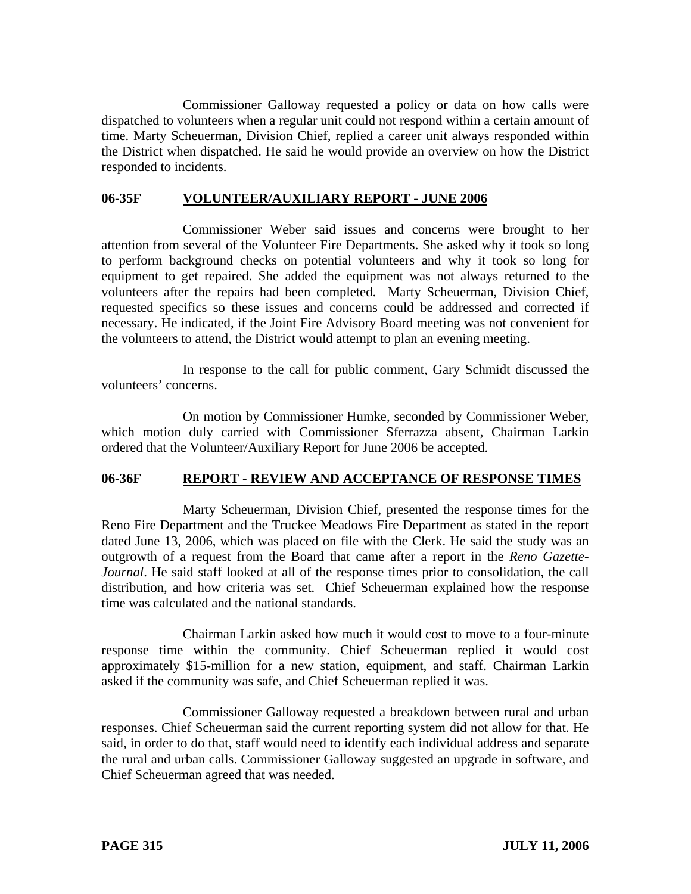Commissioner Galloway requested a policy or data on how calls were dispatched to volunteers when a regular unit could not respond within a certain amount of time. Marty Scheuerman, Division Chief, replied a career unit always responded within the District when dispatched. He said he would provide an overview on how the District responded to incidents.

## 06-35F VOLUNTEER/AUXILIARY REPORT - JUNE 2006

Commissioner Weber said issues and concerns were brought to her attention from several of the Volunteer Fire Departments. She asked why it took so long to perform background checks on potential volunteers and why it took so long for equipment to get repaired. She added the equipment was not always returned to the volunteers after the repairs had been completed. Marty Scheuerman, Division Chief, requested specifics so these issues and concerns could be addressed and corrected if necessary. He indicated, if the Joint Fire Advisory Board meeting was not convenient for the volunteers to attend, the District would attempt to plan an evening meeting.

In response to the call for public comment, Gary Schmidt discussed the volunteers' concerns.

On motion by Commissioner Humke, seconded by Commissioner Weber, which motion duly carried with Commissioner Sferrazza absent, Chairman Larkin ordered that the Volunteer/Auxiliary Report for June 2006 be accepted.

## 06-36F REPORT - REVIEW AND ACCEPTANCE OF RESPONSE TIMES

Marty Scheuerman, Division Chief, presented the response times for the Reno Fire Department and the Truckee Meadows Fire Department as stated in the report dated June 13, 2006, which was placed on file with the Clerk. He said the study was an outgrowth of a request from the Board that came after a report in the *Reno Gazette-Journal*. He said staff looked at all of the response times prior to consolidation, the call distribution, and how criteria was set. Chief Scheuerman explained how the response time was calculated and the national standards.

Chairman Larkin asked how much it would cost to move to a four-minute response time within the community. Chief Scheuerman replied it would cost approximately $15-million for a new station, equipment, and staff. Chairman Larkin asked if the community was safe, and Chief Scheuerman replied it was.

Commissioner Galloway requested a breakdown between rural and urban responses. Chief Scheuerman said the current reporting system did not allow for that. He said, in order to do that, staff would need to identify each individual address and separate the rural and urban calls. Commissioner Galloway suggested an upgrade in software, and Chief Scheuerman agreed that was needed.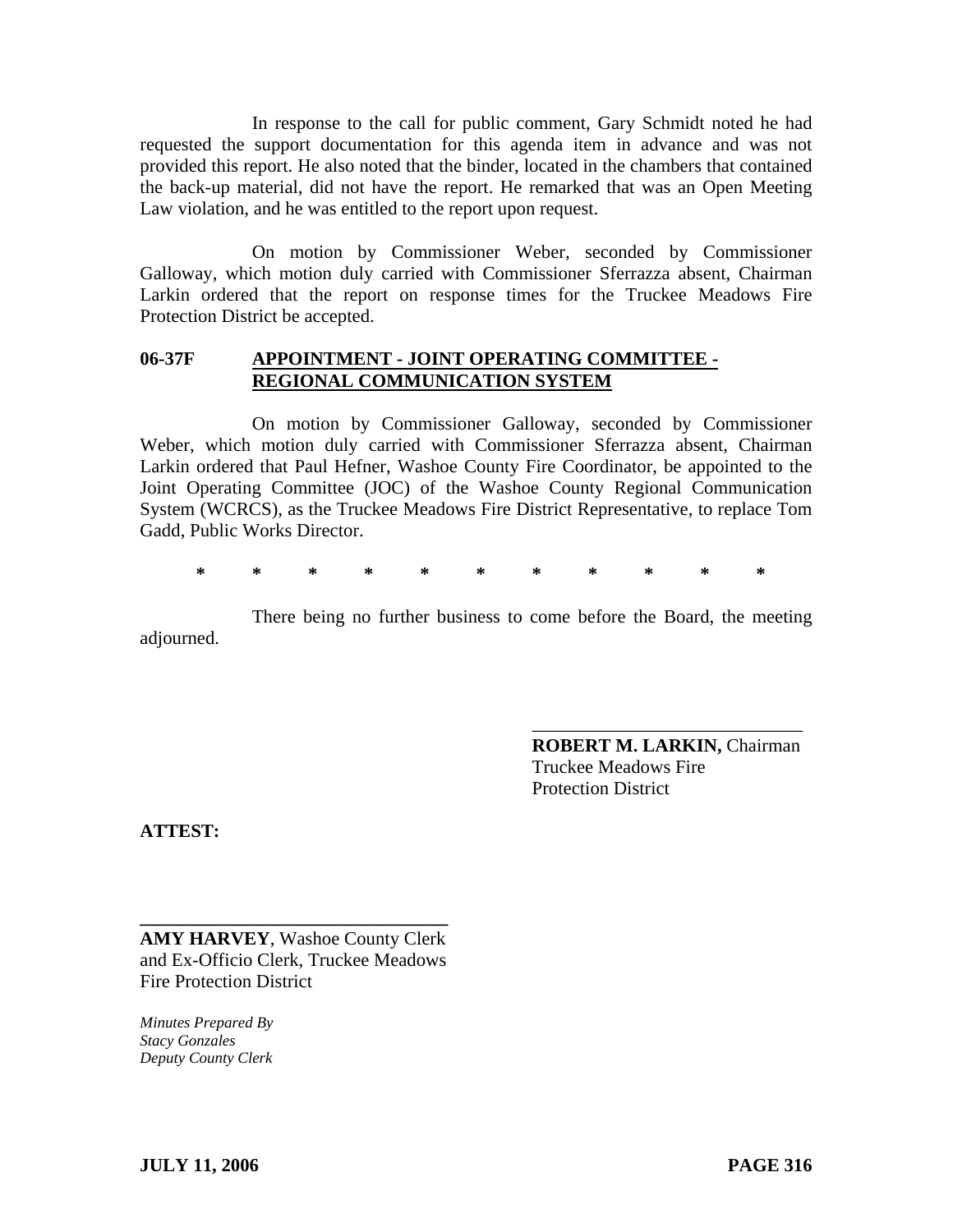In response to the call for public comment, Gary Schmidt noted he had requested the support documentation for this agenda item in advance and was not provided this report. He also noted that the binder, located in the chambers that contained the back-up material, did not have the report. He remarked that was an Open Meeting Law violation, and he was entitled to the report upon request.

On motion by Commissioner Weber, seconded by Commissioner Galloway, which motion duly carried with Commissioner Sferrazza absent, Chairman Larkin ordered that the report on response times for the Truckee Meadows Fire Protection District be accepted.

**06-37F <u>APPOINTMENT - JOINT OPERATING COMMITTEE - REGIONAL COMMUNICATION SYSTEM</u>**

On motion by Commissioner Galloway, seconded by Commissioner Weber, which motion duly carried with Commissioner Sferrazza absent, Chairman Larkin ordered that Paul Hefner, Washoe County Fire Coordinator, be appointed to the Joint Operating Committee (JOC) of the Washoe County Regional Communication System (WCRCS), as the Truckee Meadows Fire District Representative, to replace Tom Gadd, Public Works Director.

\* \* \* \* \* \* \* \* \* \* \*

There being no further business to come before the Board, the meeting adjourned.

\_\_\_\_\_\_\_\_\_\_\_\_\_\_\_\_\_\_\_\_\_\_\_\_\_\_\_\_\_\_
**ROBERT M. LARKIN,** Chairman
Truckee Meadows Fire
Protection District

**ATTEST:**

\_\_\_\_\_\_\_\_\_\_\_\_\_\_\_\_\_\_\_\_\_\_\_\_\_\_\_\_\_\_
**AMY HARVEY**, Washoe County Clerk
and Ex-Officio Clerk, Truckee Meadows
Fire Protection District

*Minutes Prepared By*
*Stacy Gonzales*
*Deputy County Clerk*